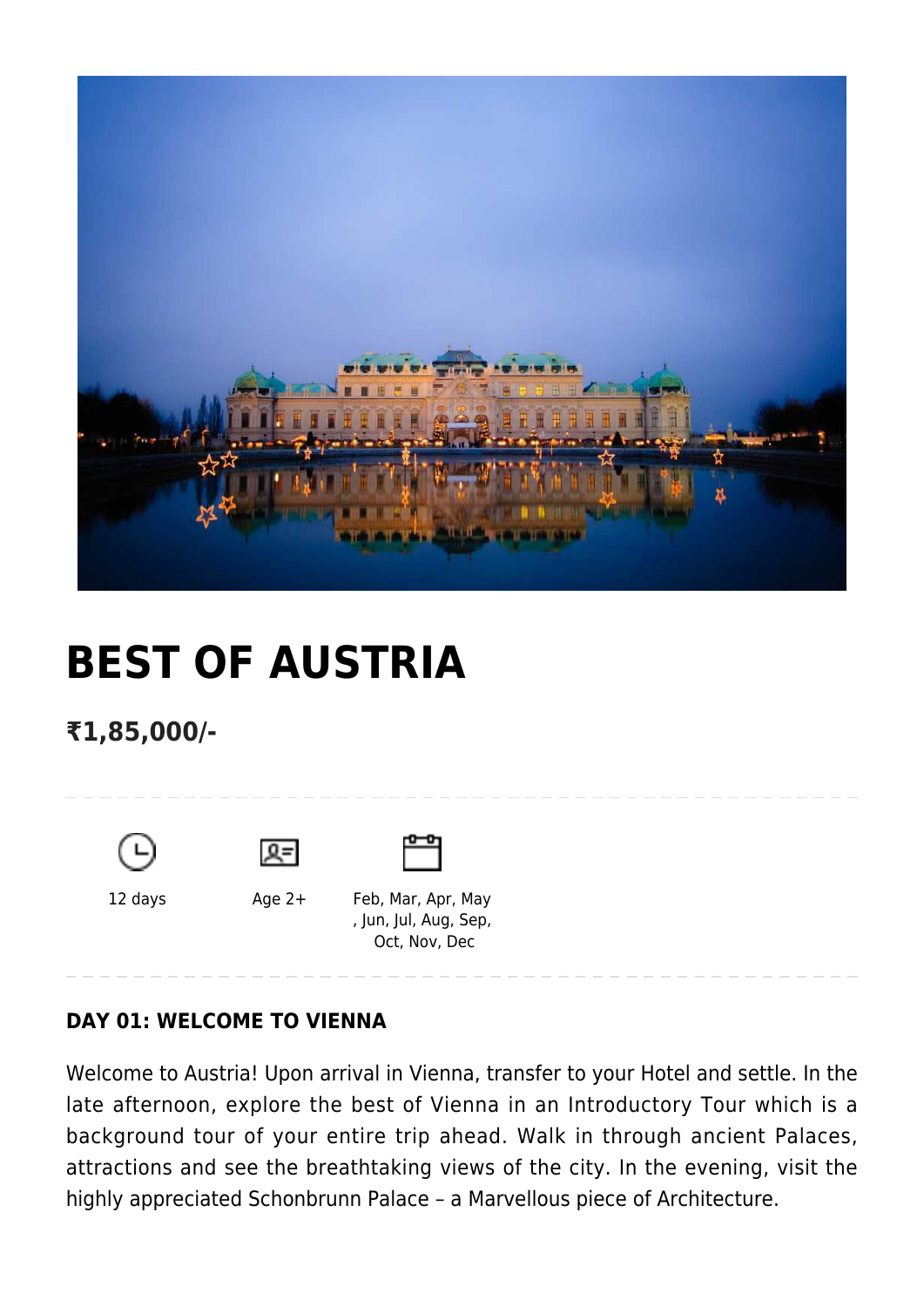# BEST OF AUSTRIA

## ₹1,85,000/-

12 days

Age 2+

Feb, Mar, Apr, May, Jun, Jul, Aug, Sep, Oct, Nov, Dec

### DAY 01: WELCOME TO VIENNA

Welcome to Austria! Upon arrival in Vienna, transfer to your Hotel and settle. In the late afternoon, explore the best of Vienna in an Introductory Tour which is a background tour of your entire trip ahead. Walk in through ancient Palaces, attractions and see the breathtaking views of the city. In the evening, visit the highly appreciated Schonbrunn Palace – a Marvellous piece of Architecture.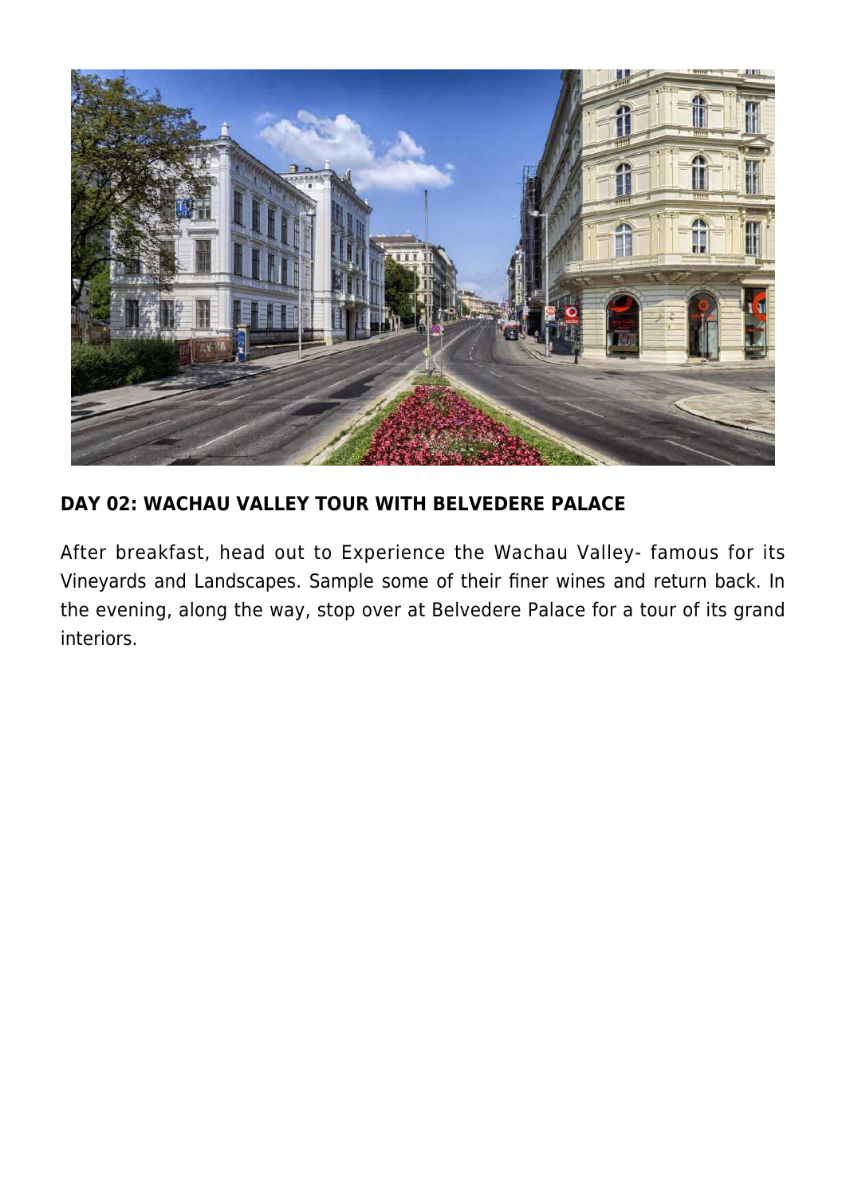**DAY 02: WACHAU VALLEY TOUR WITH BELVEDERE PALACE**

After breakfast, head out to Experience the Wachau Valley- famous for its Vineyards and Landscapes. Sample some of their finer wines and return back. In the evening, along the way, stop over at Belvedere Palace for a tour of its grand interiors.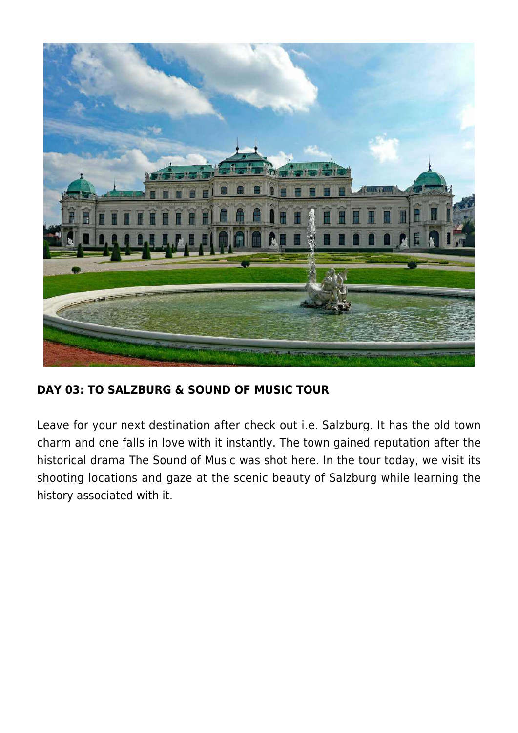**DAY 03: TO SALZBURG & SOUND OF MUSIC TOUR**

Leave for your next destination after check out i.e. Salzburg. It has the old town charm and one falls in love with it instantly. The town gained reputation after the historical drama The Sound of Music was shot here. In the tour today, we visit its shooting locations and gaze at the scenic beauty of Salzburg while learning the history associated with it.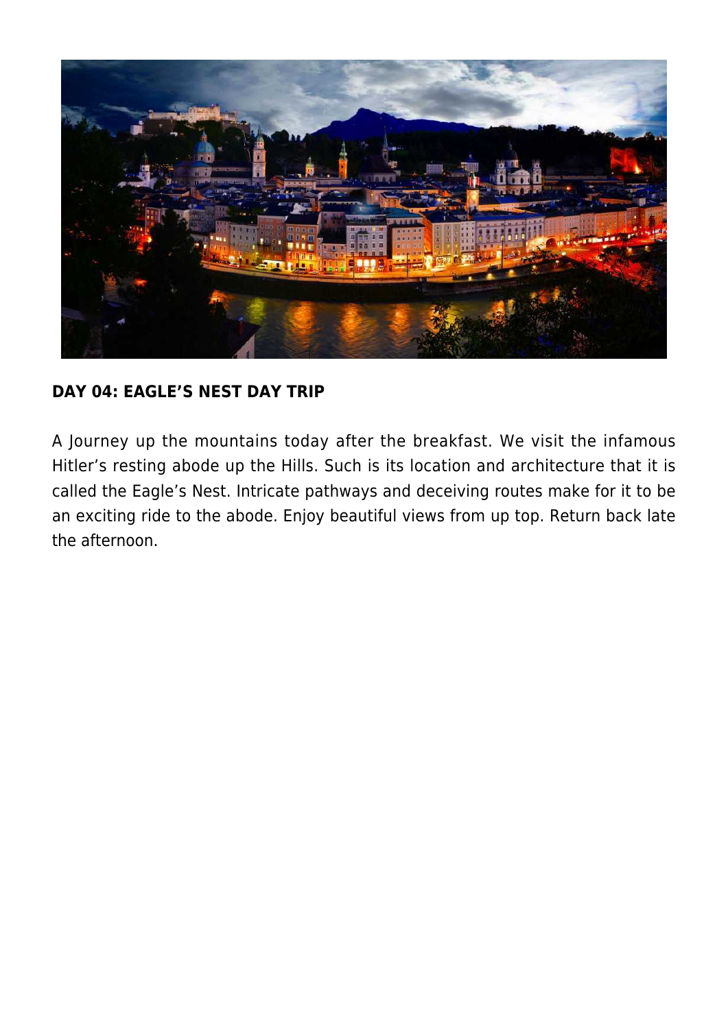**DAY 04: EAGLE'S NEST DAY TRIP**

A Journey up the mountains today after the breakfast. We visit the infamous Hitler's resting abode up the Hills. Such is its location and architecture that it is called the Eagle's Nest. Intricate pathways and deceiving routes make for it to be an exciting ride to the abode. Enjoy beautiful views from up top. Return back late the afternoon.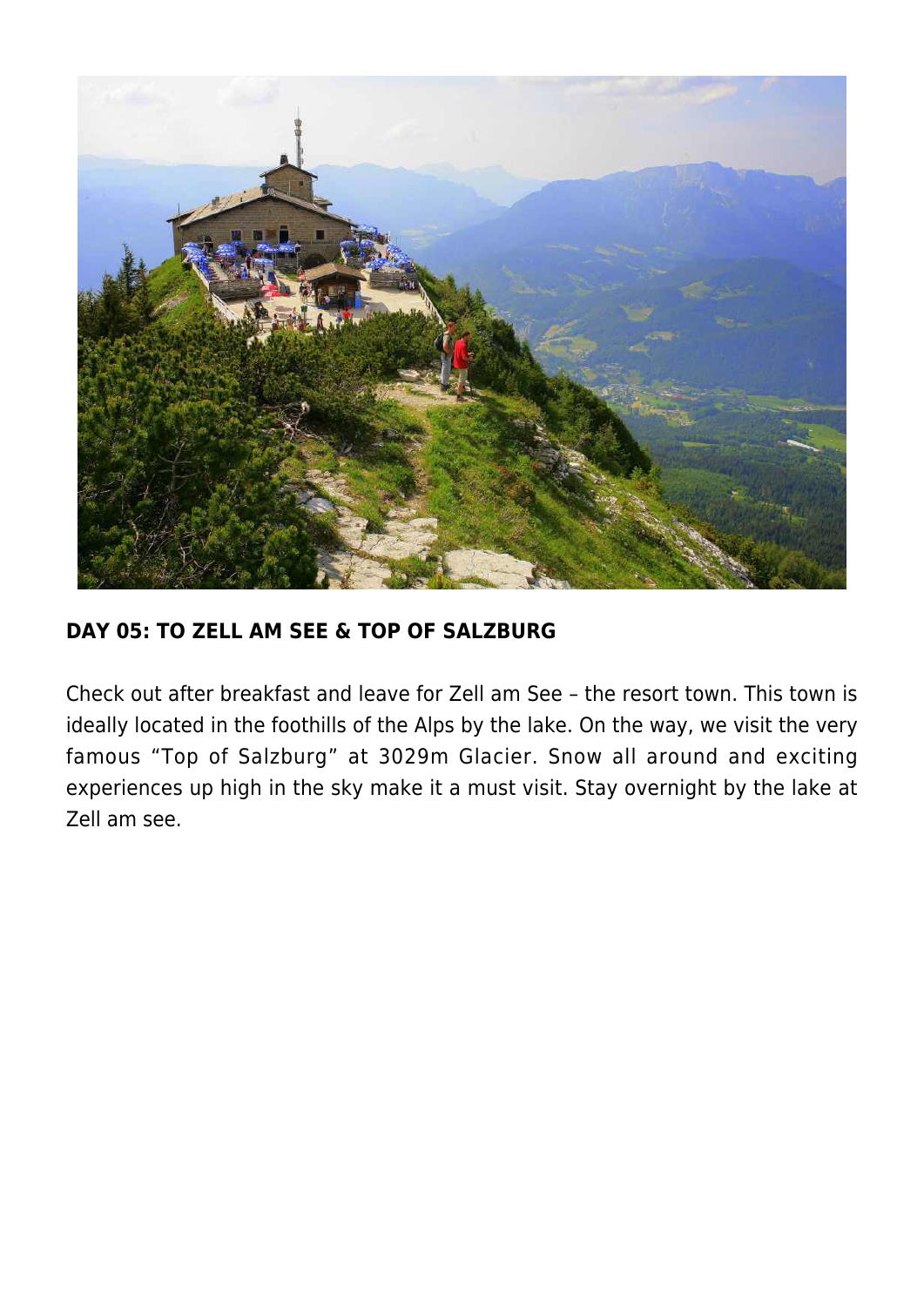## DAY 05: TO ZELL AM SEE & TOP OF SALZBURG

Check out after breakfast and leave for Zell am See – the resort town. This town is ideally located in the foothills of the Alps by the lake. On the way, we visit the very famous "Top of Salzburg" at 3029m Glacier. Snow all around and exciting experiences up high in the sky make it a must visit. Stay overnight by the lake at Zell am see.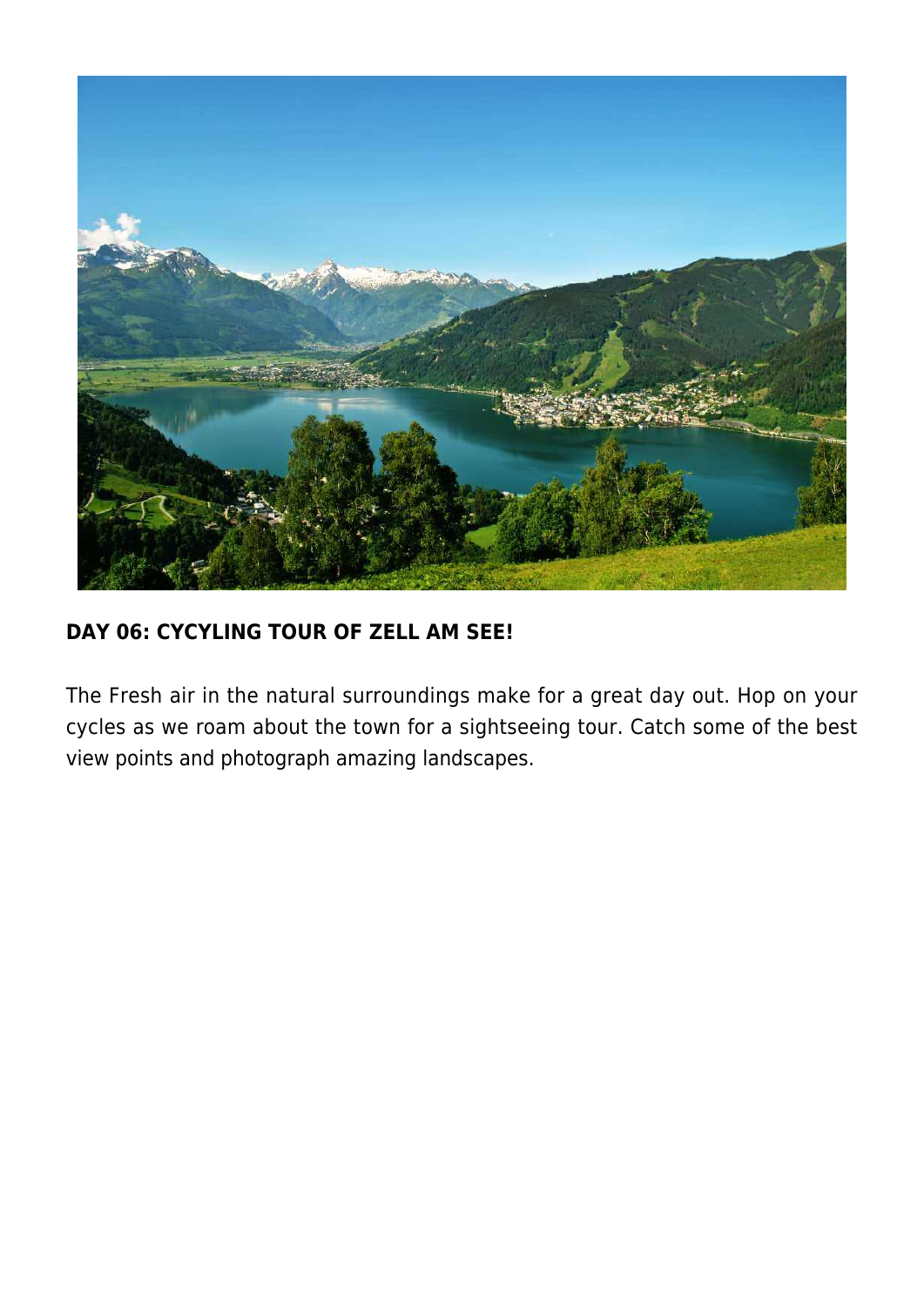**DAY 06: CYCYLING TOUR OF ZELL AM SEE!**

The Fresh air in the natural surroundings make for a great day out. Hop on your cycles as we roam about the town for a sightseeing tour. Catch some of the best view points and photograph amazing landscapes.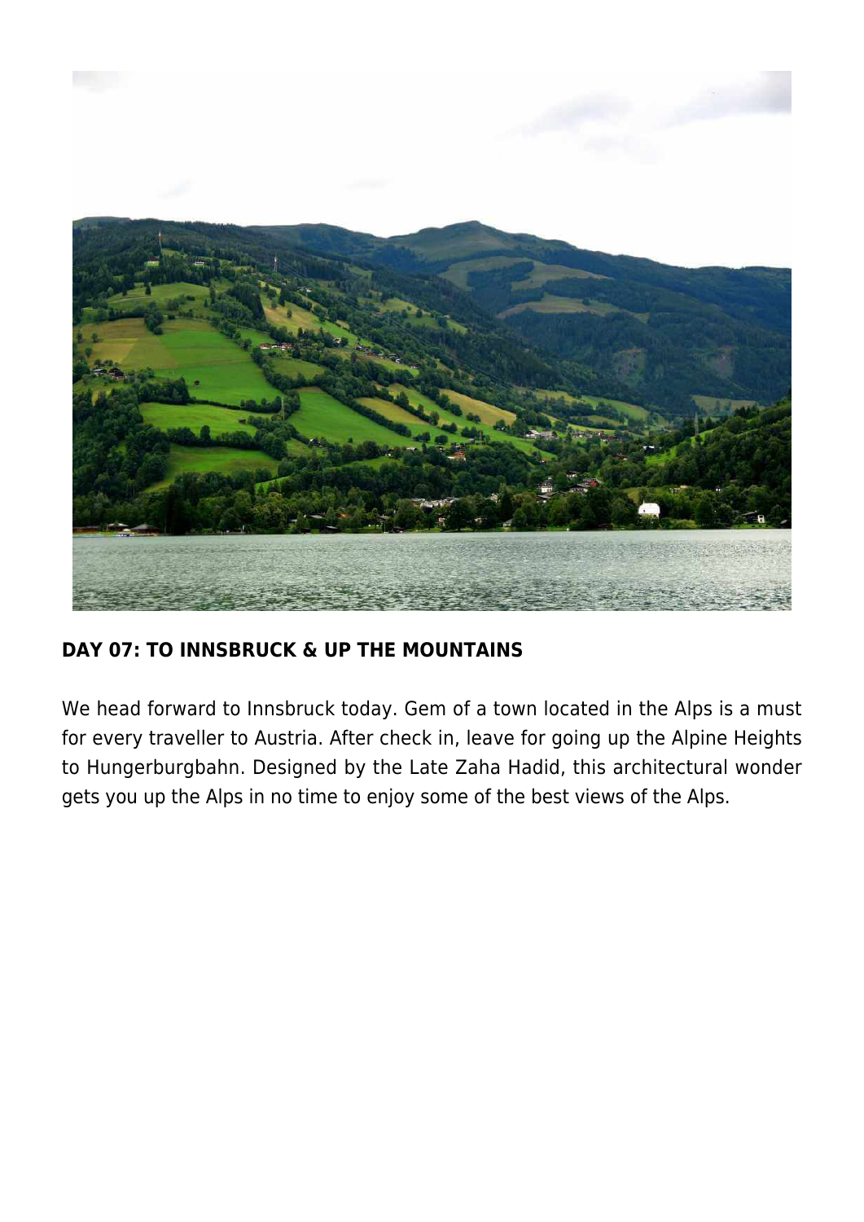**DAY 07: TO INNSBRUCK & UP THE MOUNTAINS**

We head forward to Innsbruck today. Gem of a town located in the Alps is a must for every traveller to Austria. After check in, leave for going up the Alpine Heights to Hungerburgbahn. Designed by the Late Zaha Hadid, this architectural wonder gets you up the Alps in no time to enjoy some of the best views of the Alps.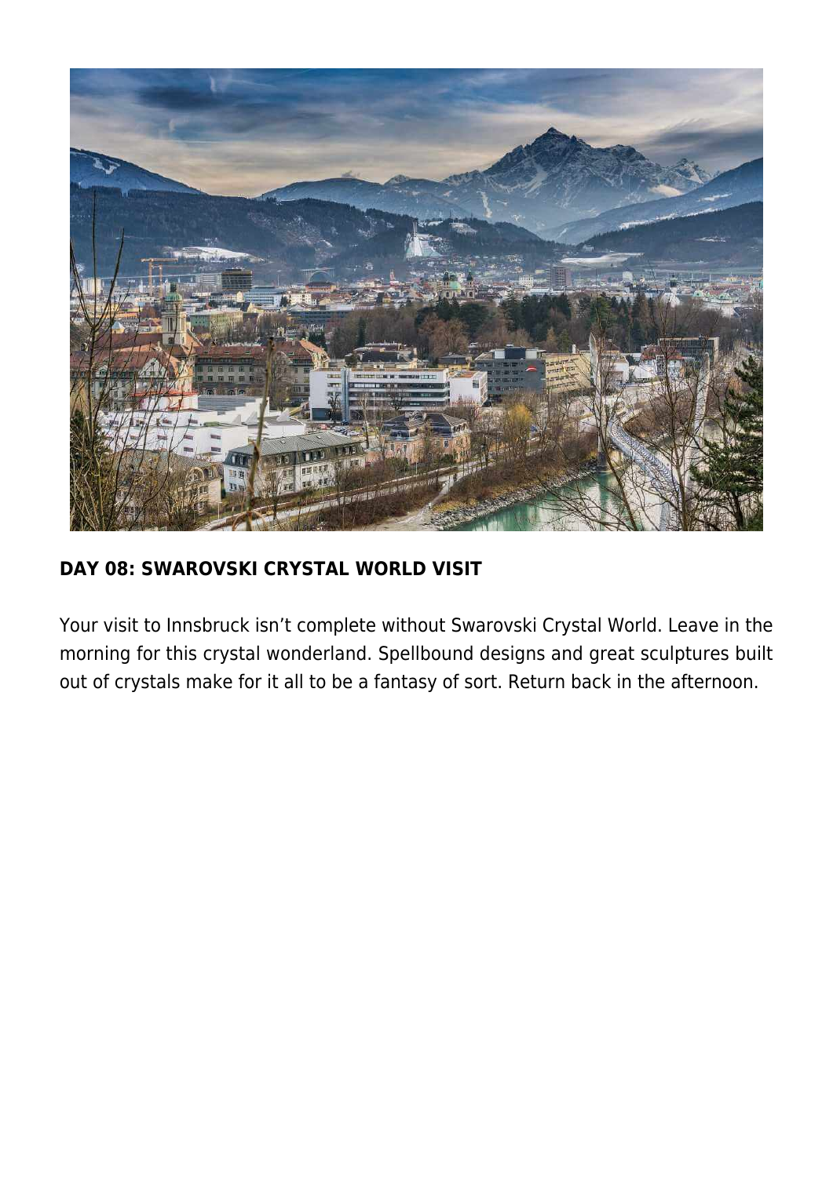## DAY 08: SWAROVSKI CRYSTAL WORLD VISIT

Your visit to Innsbruck isn't complete without Swarovski Crystal World. Leave in the morning for this crystal wonderland. Spellbound designs and great sculptures built out of crystals make for it all to be a fantasy of sort. Return back in the afternoon.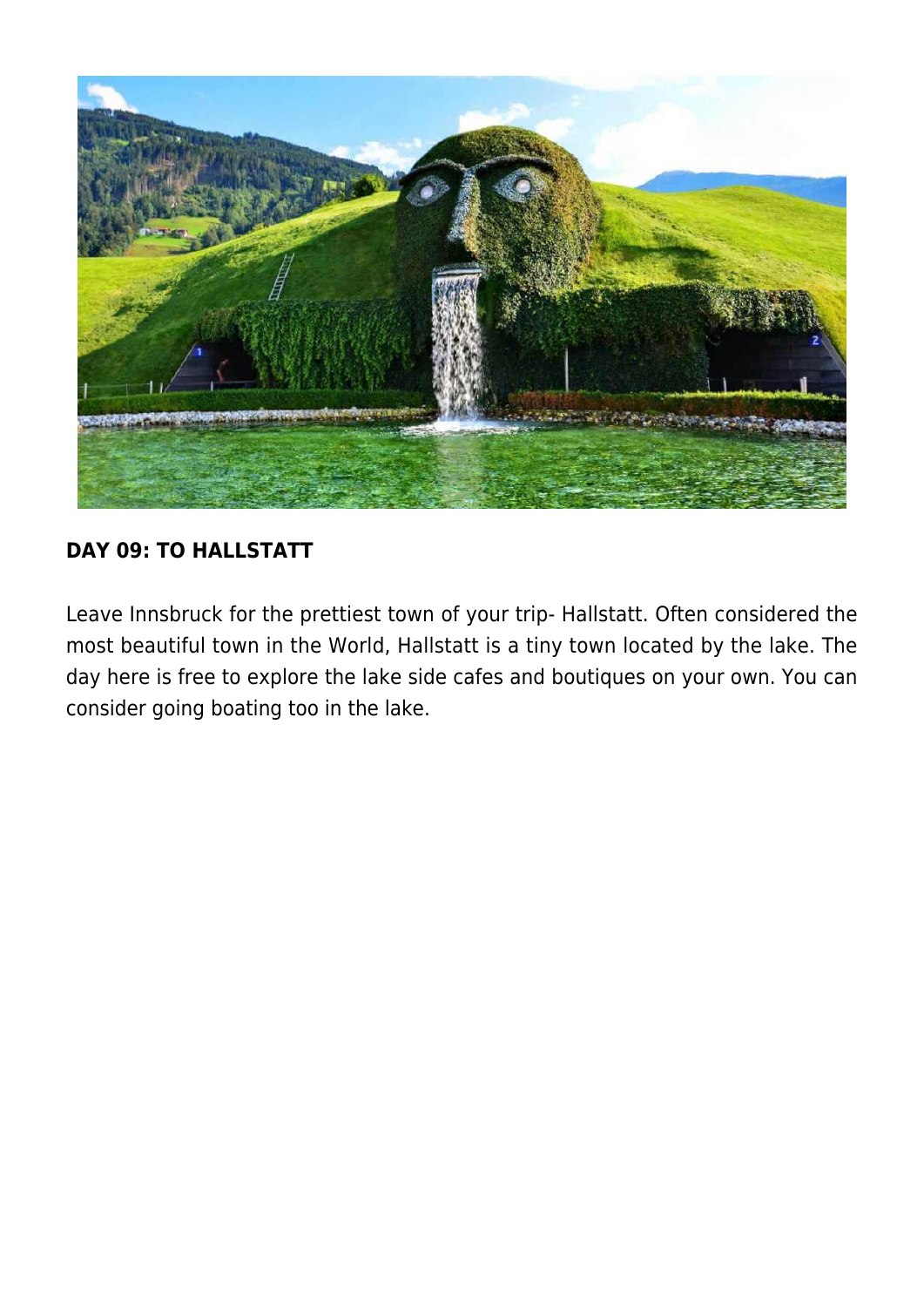**DAY 09: TO HALLSTATT**

Leave Innsbruck for the prettiest town of your trip- Hallstatt. Often considered the most beautiful town in the World, Hallstatt is a tiny town located by the lake. The day here is free to explore the lake side cafes and boutiques on your own. You can consider going boating too in the lake.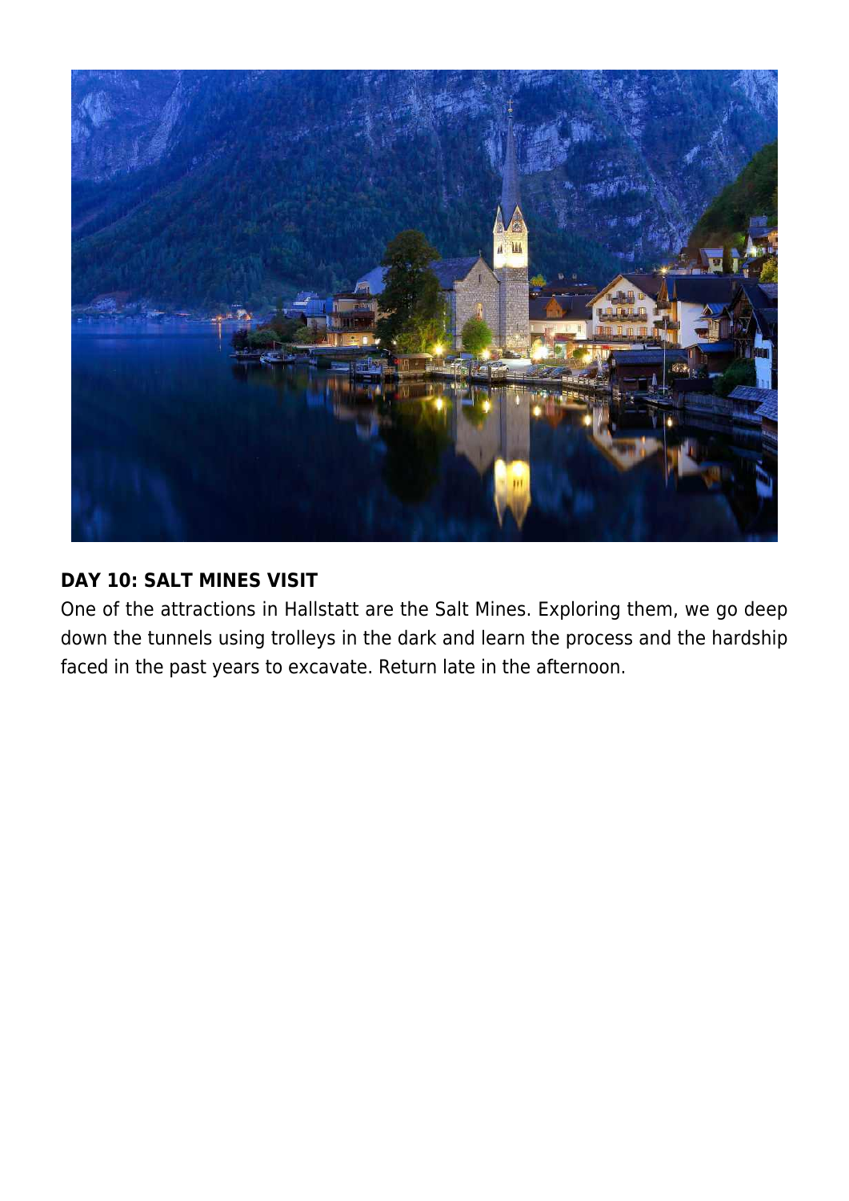## DAY 10: SALT MINES VISIT

One of the attractions in Hallstatt are the Salt Mines. Exploring them, we go deep down the tunnels using trolleys in the dark and learn the process and the hardship faced in the past years to excavate. Return late in the afternoon.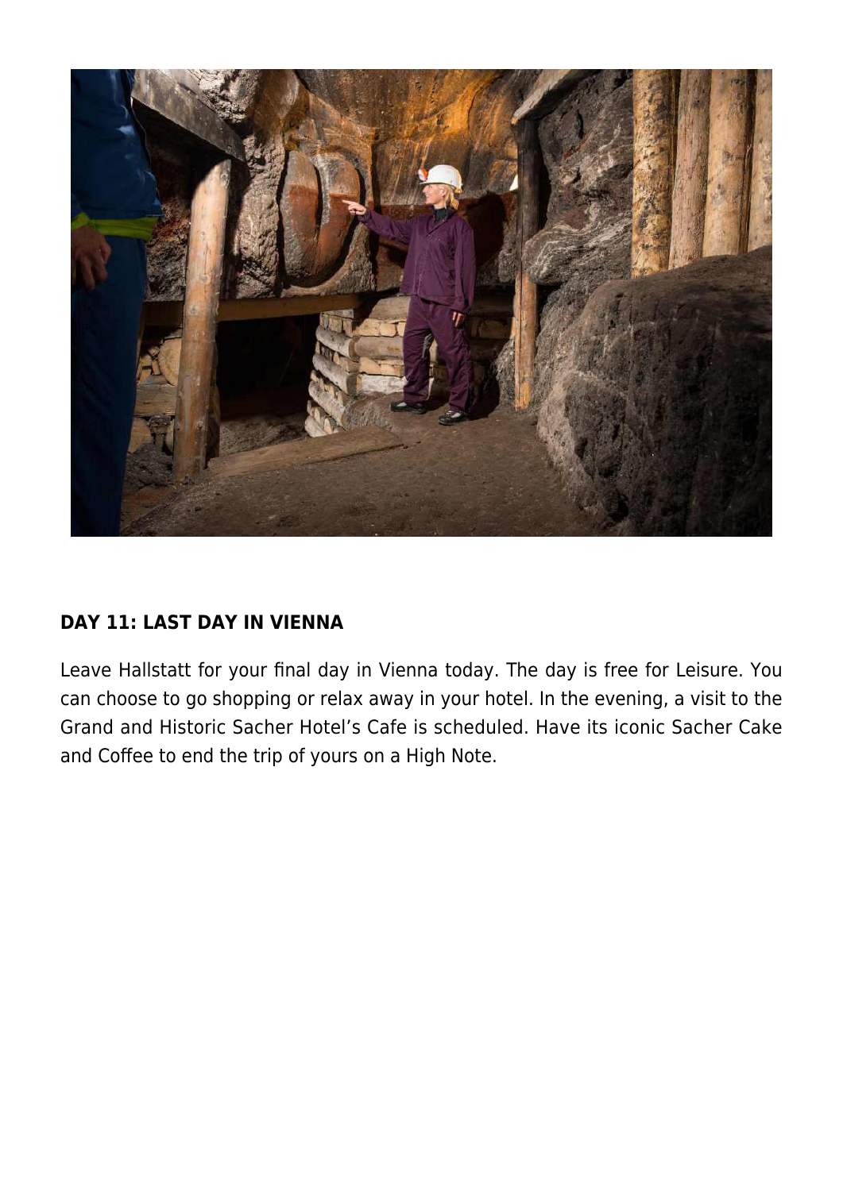**DAY 11: LAST DAY IN VIENNA**

Leave Hallstatt for your final day in Vienna today. The day is free for Leisure. You can choose to go shopping or relax away in your hotel. In the evening, a visit to the Grand and Historic Sacher Hotel's Cafe is scheduled. Have its iconic Sacher Cake and Coffee to end the trip of yours on a High Note.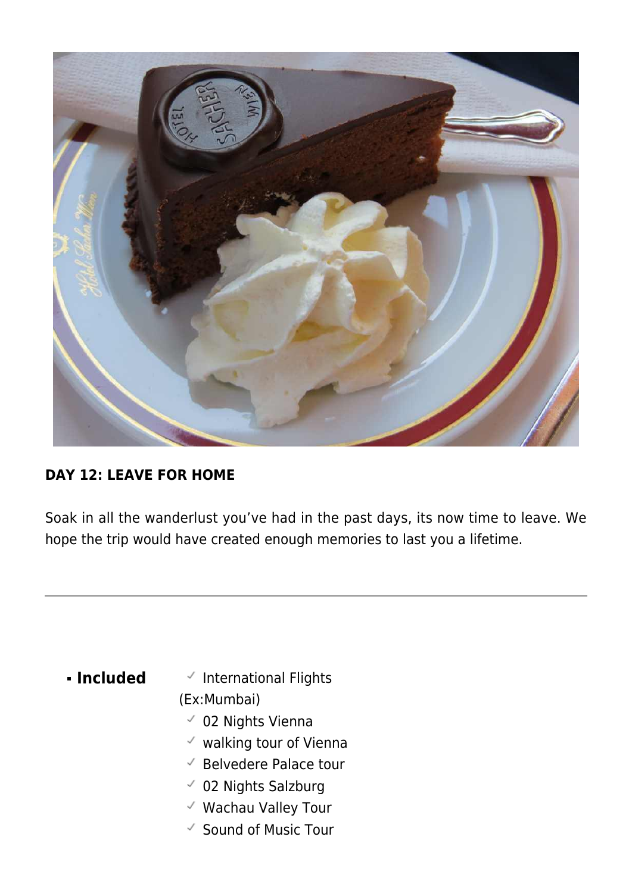**DAY 12: LEAVE FOR HOME**

Soak in all the wanderlust you've had in the past days, its now time to leave. We hope the trip would have created enough memories to last you a lifetime.

---

- **Included**
  - ✓ International Flights (Ex:Mumbai)
  - ✓ 02 Nights Vienna
  - ✓ walking tour of Vienna
  - ✓ Belvedere Palace tour
  - ✓ 02 Nights Salzburg
  - ✓ Wachau Valley Tour
  - ✓ Sound of Music Tour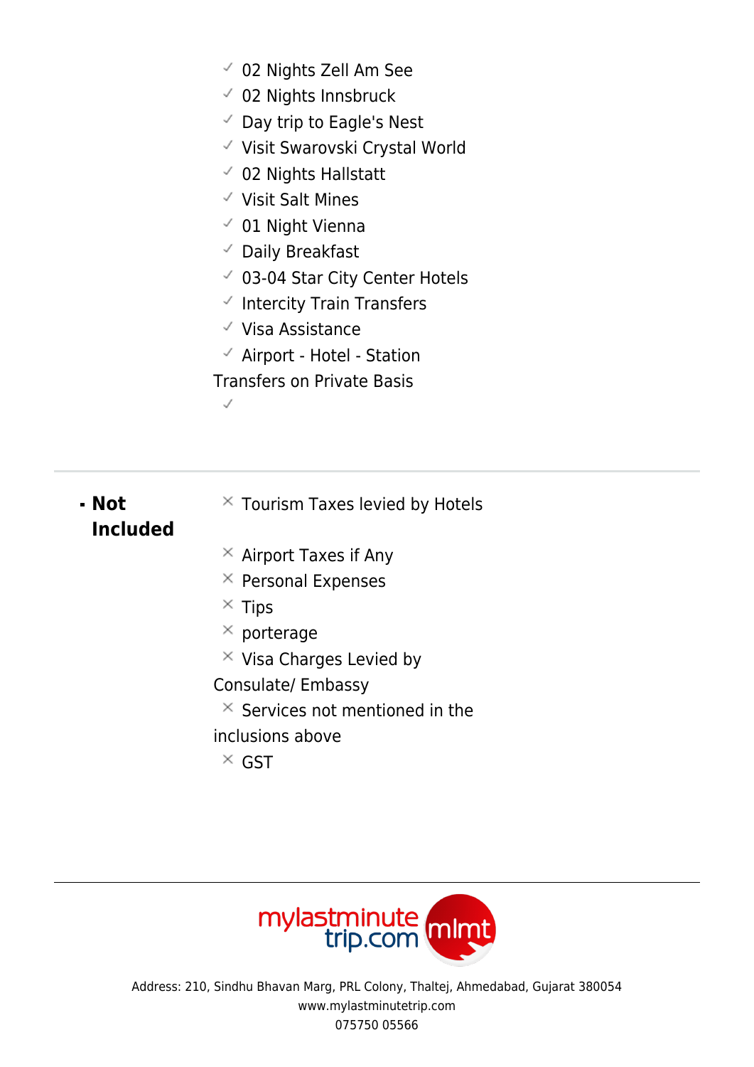- ✓ 02 Nights Zell Am See
- ✓ 02 Nights Innsbruck
- ✓ Day trip to Eagle's Nest
- ✓ Visit Swarovski Crystal World
- ✓ 02 Nights Hallstatt
- ✓ Visit Salt Mines
- ✓ 01 Night Vienna
- ✓ Daily Breakfast
- ✓ 03-04 Star City Center Hotels
- ✓ Intercity Train Transfers
- ✓ Visa Assistance
- ✓ Airport - Hotel - Station Transfers on Private Basis
- ✓

---

- **Not Included**
  - × Tourism Taxes levied by Hotels
  - × Airport Taxes if Any
  - × Personal Expenses
  - × Tips
  - × porterage
  - × Visa Charges Levied by Consulate/ Embassy
  - × Services not mentioned in the inclusions above
  - × GST

---

mylastminutetrip.com mlmt

Address: 210, Sindhu Bhavan Marg, PRL Colony, Thaltej, Ahmedabad, Gujarat 380054
www.mylastminutetrip.com
075750 05566